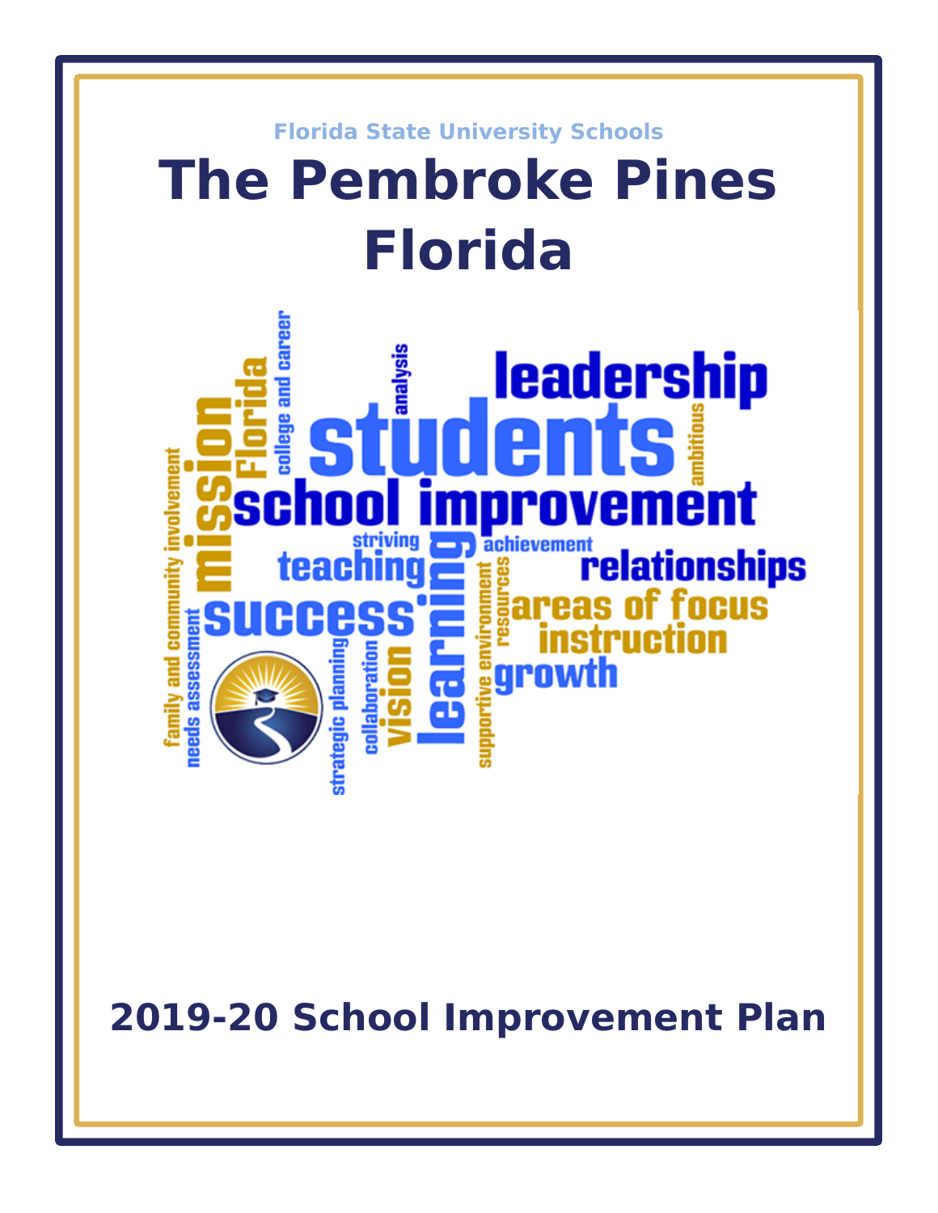Florida State University Schools

# The Pembroke Pines Florida

## 2019-20 School Improvement Plan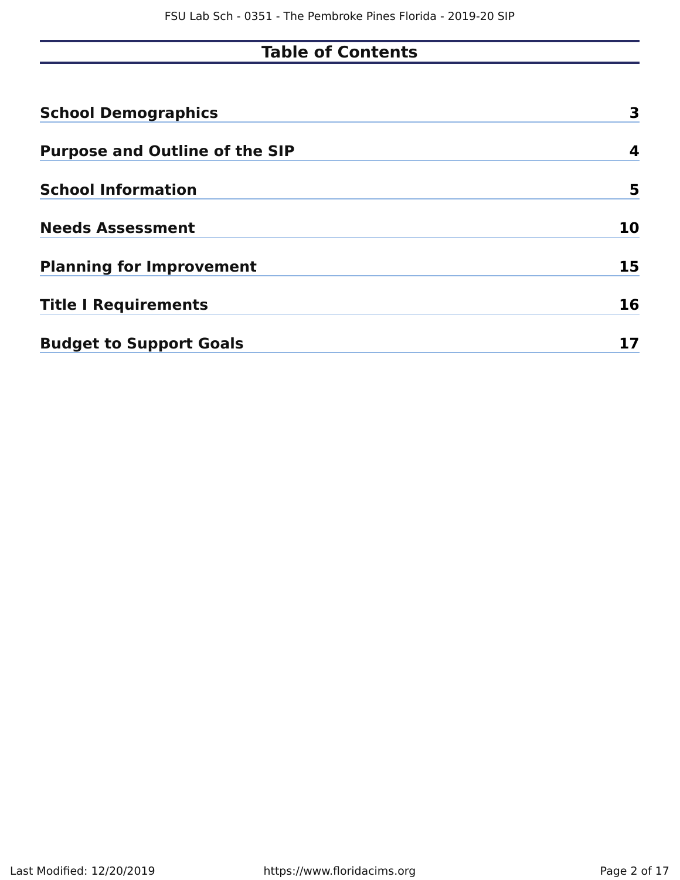# Table of Contents

| | |
|---|---|
| **School Demographics** | **3** |
| **Purpose and Outline of the SIP** | **4** |
| **School Information** | **5** |
| **Needs Assessment** | **10** |
| **Planning for Improvement** | **15** |
| **Title I Requirements** | **16** |
| **Budget to Support Goals** | **17** |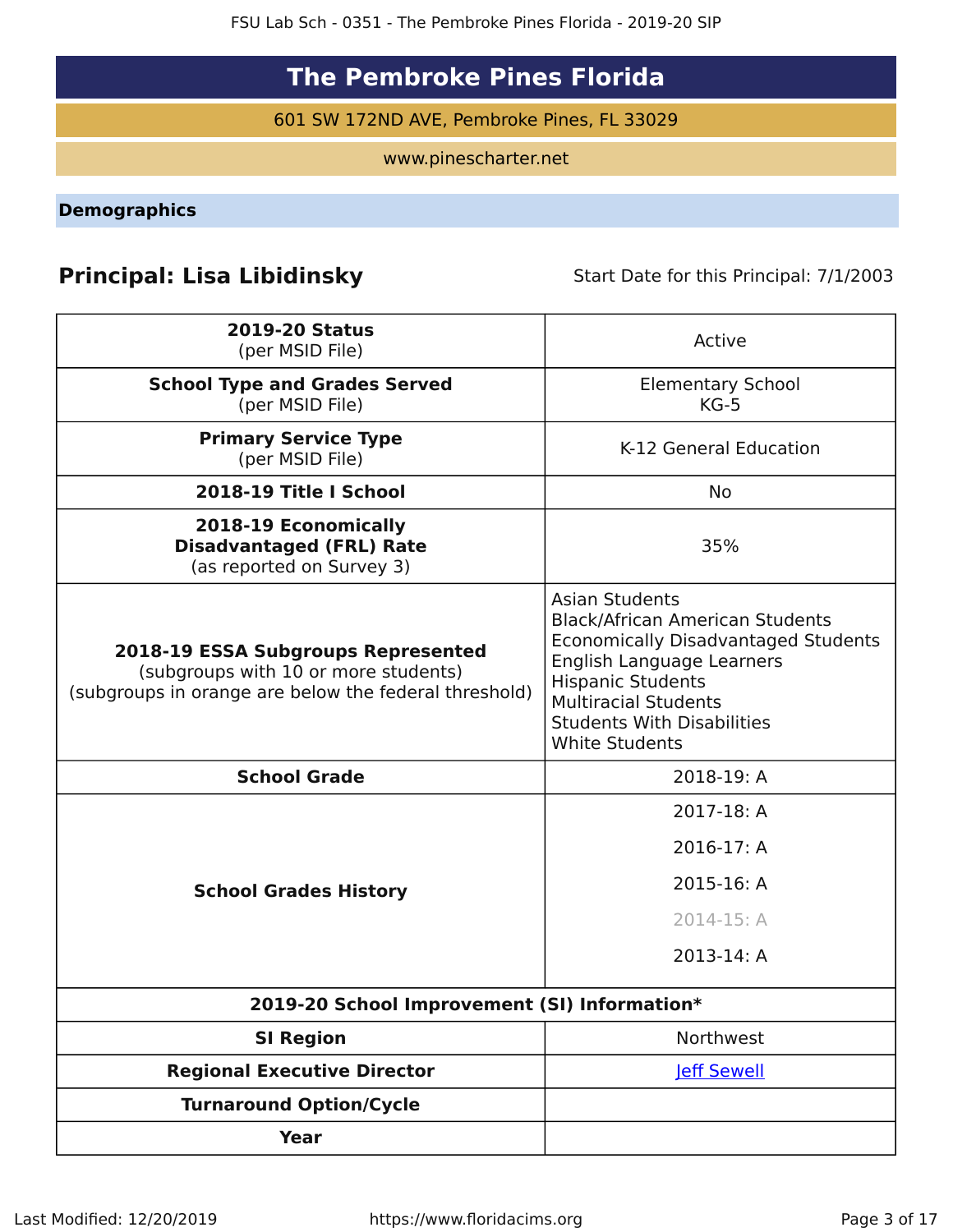# The Pembroke Pines Florida

601 SW 172ND AVE, Pembroke Pines, FL 33029

www.pinescharter.net

## Demographics

**Principal: Lisa Libidinsky** Start Date for this Principal: 7/1/2003

| | |
|---|---|
| **2019-20 Status** (per MSID File) | Active |
| **School Type and Grades Served** (per MSID File) | Elementary School KG-5 |
| **Primary Service Type** (per MSID File) | K-12 General Education |
| **2018-19 Title I School** | No |
| **2018-19 Economically Disadvantaged (FRL) Rate** (as reported on Survey 3) | 35% |
| **2018-19 ESSA Subgroups Represented** (subgroups with 10 or more students) (subgroups in orange are below the federal threshold) | Asian Students<br>Black/African American Students<br>Economically Disadvantaged Students<br>English Language Learners<br>Hispanic Students<br>Multiracial Students<br>Students With Disabilities<br>White Students |
| **School Grade** | 2018-19: A |
| **School Grades History** | 2017-18: A<br>2016-17: A<br>2015-16: A<br>2014-15: A<br>2013-14: A |
| **2019-20 School Improvement (SI) Information*** | |
| **SI Region** | Northwest |
| **Regional Executive Director** | Jeff Sewell |
| **Turnaround Option/Cycle** | |
| **Year** | |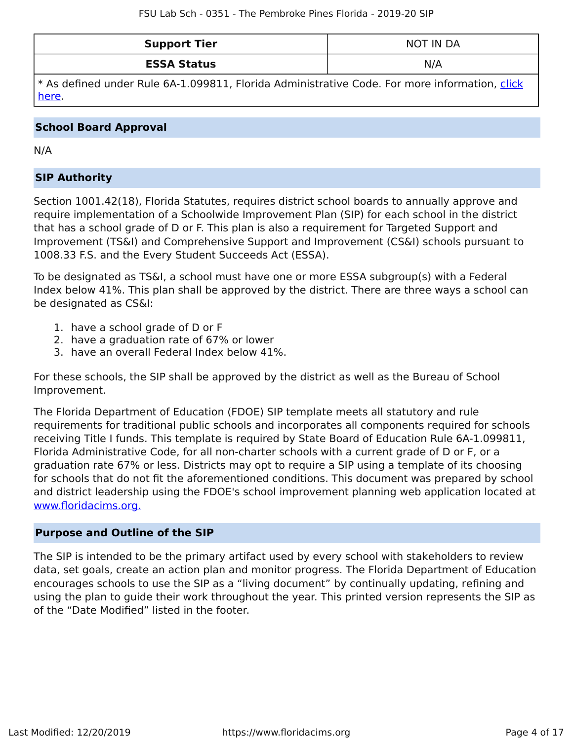| Support Tier | NOT IN DA |
| --- | --- |
| **ESSA Status** | N/A |

* As defined under Rule 6A-1.099811, Florida Administrative Code. For more information, [click here](#).

## School Board Approval

N/A

## SIP Authority

Section 1001.42(18), Florida Statutes, requires district school boards to annually approve and require implementation of a Schoolwide Improvement Plan (SIP) for each school in the district that has a school grade of D or F. This plan is also a requirement for Targeted Support and Improvement (TS&I) and Comprehensive Support and Improvement (CS&I) schools pursuant to 1008.33 F.S. and the Every Student Succeeds Act (ESSA).

To be designated as TS&I, a school must have one or more ESSA subgroup(s) with a Federal Index below 41%. This plan shall be approved by the district. There are three ways a school can be designated as CS&I:

1. have a school grade of D or F
2. have a graduation rate of 67% or lower
3. have an overall Federal Index below 41%.

For these schools, the SIP shall be approved by the district as well as the Bureau of School Improvement.

The Florida Department of Education (FDOE) SIP template meets all statutory and rule requirements for traditional public schools and incorporates all components required for schools receiving Title I funds. This template is required by State Board of Education Rule 6A-1.099811, Florida Administrative Code, for all non-charter schools with a current grade of D or F, or a graduation rate 67% or less. Districts may opt to require a SIP using a template of its choosing for schools that do not fit the aforementioned conditions. This document was prepared by school and district leadership using the FDOE's school improvement planning web application located at [www.floridacims.org.](https://www.floridacims.org)

## Purpose and Outline of the SIP

The SIP is intended to be the primary artifact used by every school with stakeholders to review data, set goals, create an action plan and monitor progress. The Florida Department of Education encourages schools to use the SIP as a “living document” by continually updating, refining and using the plan to guide their work throughout the year. This printed version represents the SIP as of the “Date Modified” listed in the footer.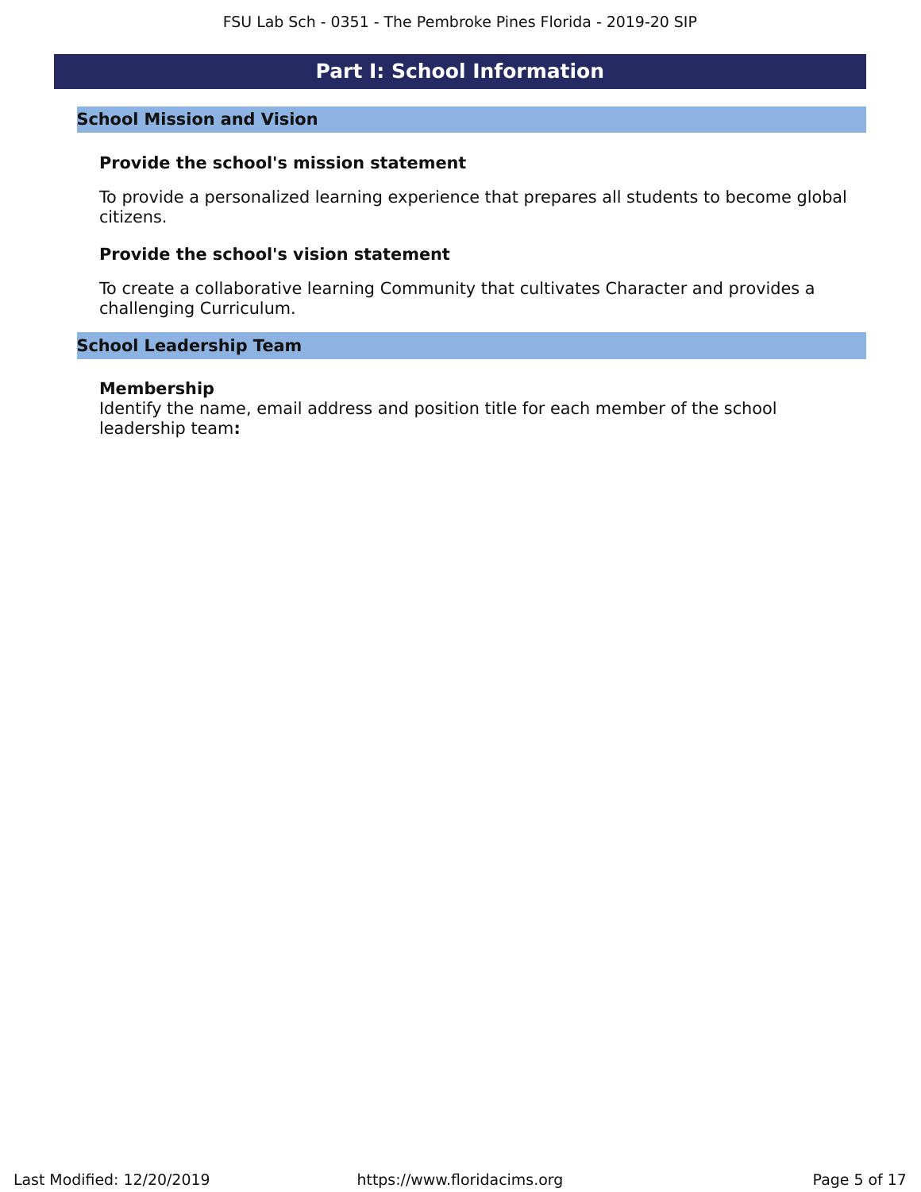# Part I: School Information

## School Mission and Vision

### Provide the school's mission statement

To provide a personalized learning experience that prepares all students to become global citizens.

### Provide the school's vision statement

To create a collaborative learning Community that cultivates Character and provides a challenging Curriculum.

## School Leadership Team

### Membership

Identify the name, email address and position title for each member of the school leadership team**:**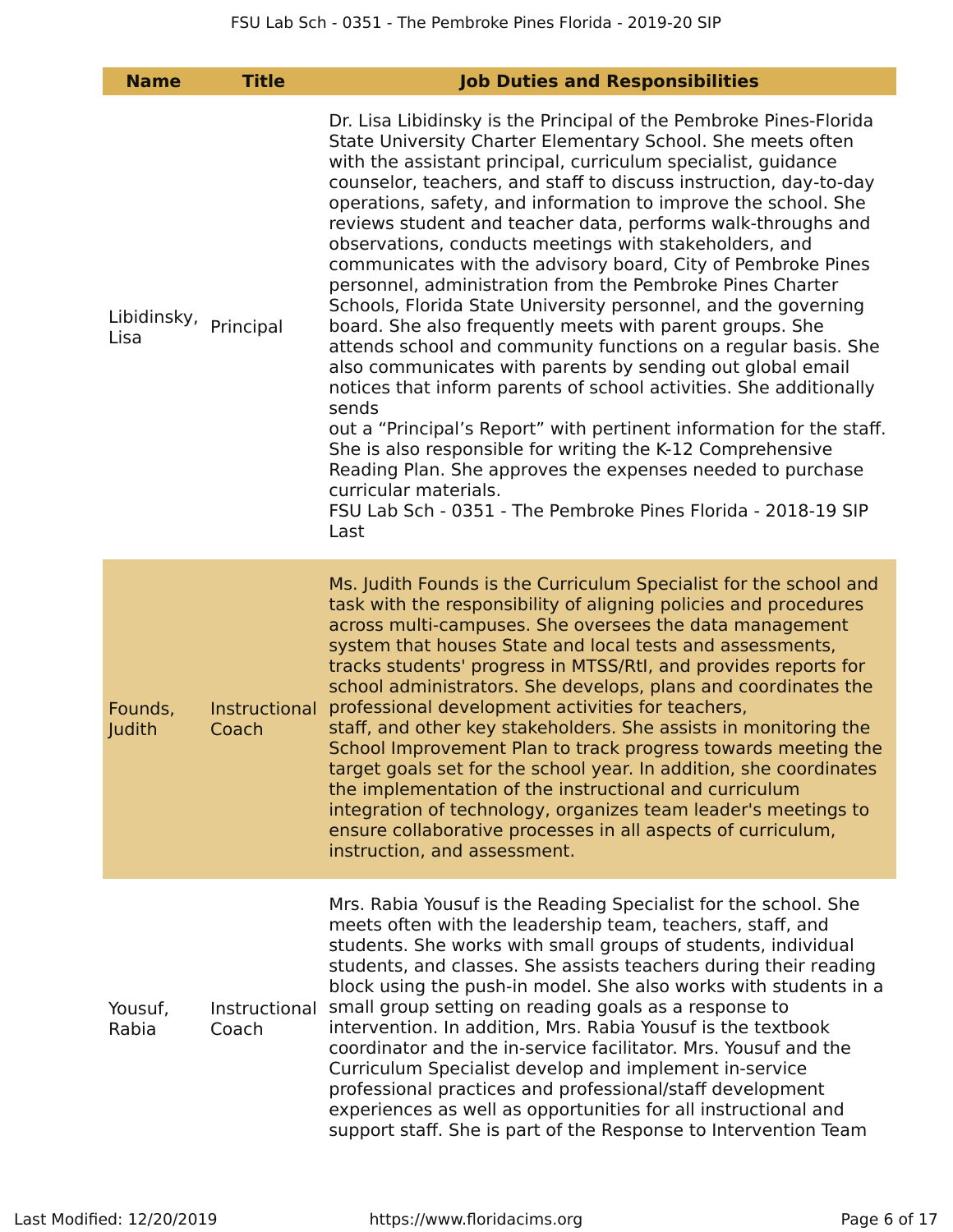| Name | Title | Job Duties and Responsibilities |
| --- | --- | --- |
| Libidinsky, Lisa | Principal | Dr. Lisa Libidinsky is the Principal of the Pembroke Pines-Florida State University Charter Elementary School. She meets often with the assistant principal, curriculum specialist, guidance counselor, teachers, and staff to discuss instruction, day-to-day operations, safety, and information to improve the school. She reviews student and teacher data, performs walk-throughs and observations, conducts meetings with stakeholders, and communicates with the advisory board, City of Pembroke Pines personnel, administration from the Pembroke Pines Charter Schools, Florida State University personnel, and the governing board. She also frequently meets with parent groups. She attends school and community functions on a regular basis. She also communicates with parents by sending out global email notices that inform parents of school activities. She additionally sends out a "Principal's Report" with pertinent information for the staff. She is also responsible for writing the K-12 Comprehensive Reading Plan. She approves the expenses needed to purchase curricular materials. FSU Lab Sch - 0351 - The Pembroke Pines Florida - 2018-19 SIP Last |
| Founds, Judith | Instructional Coach | Ms. Judith Founds is the Curriculum Specialist for the school and task with the responsibility of aligning policies and procedures across multi-campuses. She oversees the data management system that houses State and local tests and assessments, tracks students' progress in MTSS/RtI, and provides reports for school administrators. She develops, plans and coordinates the professional development activities for teachers, staff, and other key stakeholders. She assists in monitoring the School Improvement Plan to track progress towards meeting the target goals set for the school year. In addition, she coordinates the implementation of the instructional and curriculum integration of technology, organizes team leader's meetings to ensure collaborative processes in all aspects of curriculum, instruction, and assessment. |
| Yousuf, Rabia | Instructional Coach | Mrs. Rabia Yousuf is the Reading Specialist for the school. She meets often with the leadership team, teachers, staff, and students. She works with small groups of students, individual students, and classes. She assists teachers during their reading block using the push-in model. She also works with students in a small group setting on reading goals as a response to intervention. In addition, Mrs. Rabia Yousuf is the textbook coordinator and the in-service facilitator. Mrs. Yousuf and the Curriculum Specialist develop and implement in-service professional practices and professional/staff development experiences as well as opportunities for all instructional and support staff. She is part of the Response to Intervention Team |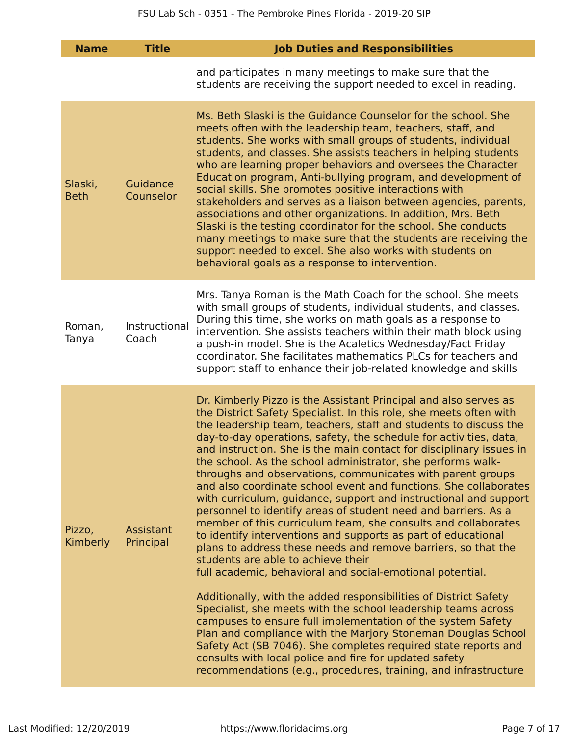| Name | Title | Job Duties and Responsibilities |
|---|---|---|
| | | and participates in many meetings to make sure that the students are receiving the support needed to excel in reading. |
| Slaski, Beth | Guidance Counselor | Ms. Beth Slaski is the Guidance Counselor for the school. She meets often with the leadership team, teachers, staff, and students. She works with small groups of students, individual students, and classes. She assists teachers in helping students who are learning proper behaviors and oversees the Character Education program, Anti-bullying program, and development of social skills. She promotes positive interactions with stakeholders and serves as a liaison between agencies, parents, associations and other organizations. In addition, Mrs. Beth Slaski is the testing coordinator for the school. She conducts many meetings to make sure that the students are receiving the support needed to excel. She also works with students on behavioral goals as a response to intervention. |
| Roman, Tanya | Instructional Coach | Mrs. Tanya Roman is the Math Coach for the school. She meets with small groups of students, individual students, and classes. During this time, she works on math goals as a response to intervention. She assists teachers within their math block using a push-in model. She is the Acaletics Wednesday/Fact Friday coordinator. She facilitates mathematics PLCs for teachers and support staff to enhance their job-related knowledge and skills |
| Pizzo, Kimberly | Assistant Principal | Dr. Kimberly Pizzo is the Assistant Principal and also serves as the District Safety Specialist. In this role, she meets often with the leadership team, teachers, staff and students to discuss the day-to-day operations, safety, the schedule for activities, data, and instruction. She is the main contact for disciplinary issues in the school. As the school administrator, she performs walk-throughs and observations, communicates with parent groups and also coordinate school event and functions. She collaborates with curriculum, guidance, support and instructional and support personnel to identify areas of student need and barriers. As a member of this curriculum team, she consults and collaborates to identify interventions and supports as part of educational plans to address these needs and remove barriers, so that the students are able to achieve their full academic, behavioral and social-emotional potential.<br><br>Additionally, with the added responsibilities of District Safety Specialist, she meets with the school leadership teams across campuses to ensure full implementation of the system Safety Plan and compliance with the Marjory Stoneman Douglas School Safety Act (SB 7046). She completes required state reports and consults with local police and fire for updated safety recommendations (e.g., procedures, training, and infrastructure |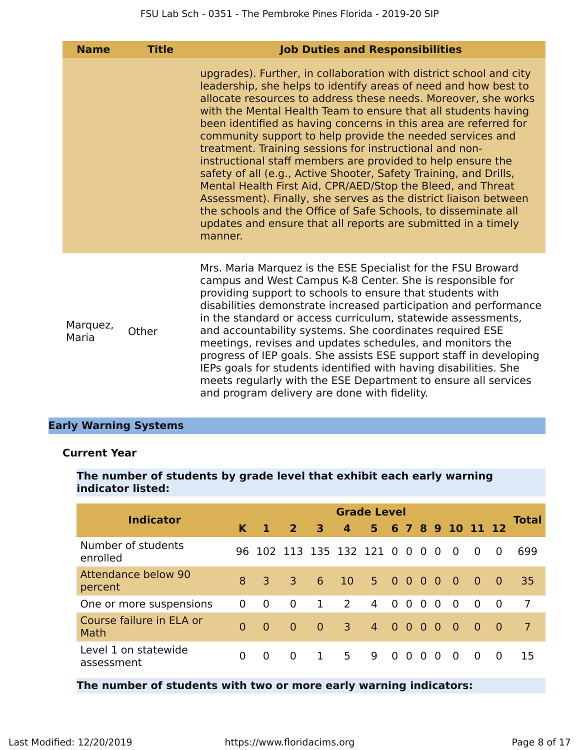| Name | Title | Job Duties and Responsibilities |
|---|---|---|
| | | upgrades). Further, in collaboration with district school and city leadership, she helps to identify areas of need and how best to allocate resources to address these needs. Moreover, she works with the Mental Health Team to ensure that all students having been identified as having concerns in this area are referred for community support to help provide the needed services and treatment. Training sessions for instructional and non-instructional staff members are provided to help ensure the safety of all (e.g., Active Shooter, Safety Training, and Drills, Mental Health First Aid, CPR/AED/Stop the Bleed, and Threat Assessment). Finally, she serves as the district liaison between the schools and the Office of Safe Schools, to disseminate all updates and ensure that all reports are submitted in a timely manner. |
| Marquez, Maria | Other | Mrs. Maria Marquez is the ESE Specialist for the FSU Broward campus and West Campus K-8 Center. She is responsible for providing support to schools to ensure that students with disabilities demonstrate increased participation and performance in the standard or access curriculum, statewide assessments, and accountability systems. She coordinates required ESE meetings, revises and updates schedules, and monitors the progress of IEP goals. She assists ESE support staff in developing IEPs goals for students identified with having disabilities. She meets regularly with the ESE Department to ensure all services and program delivery are done with fidelity. |

## Early Warning Systems

### Current Year

**The number of students by grade level that exhibit each early warning indicator listed:**

| Indicator | Grade Level | | | | | | | | | | | | | Total |
|---|---|---|---|---|---|---|---|---|---|---|---|---|---|---|
| | K | 1 | 2 | 3 | 4 | 5 | 6 | 7 | 8 | 9 | 10 | 11 | 12 | |
| Number of students enrolled | 96 | 102 | 113 | 135 | 132 | 121 | 0 | 0 | 0 | 0 | 0 | 0 | 0 | 699 |
| Attendance below 90 percent | 8 | 3 | 3 | 6 | 10 | 5 | 0 | 0 | 0 | 0 | 0 | 0 | 0 | 35 |
| One or more suspensions | 0 | 0 | 0 | 1 | 2 | 4 | 0 | 0 | 0 | 0 | 0 | 0 | 0 | 7 |
| Course failure in ELA or Math | 0 | 0 | 0 | 0 | 3 | 4 | 0 | 0 | 0 | 0 | 0 | 0 | 0 | 7 |
| Level 1 on statewide assessment | 0 | 0 | 0 | 1 | 5 | 9 | 0 | 0 | 0 | 0 | 0 | 0 | 0 | 15 |

**The number of students with two or more early warning indicators:**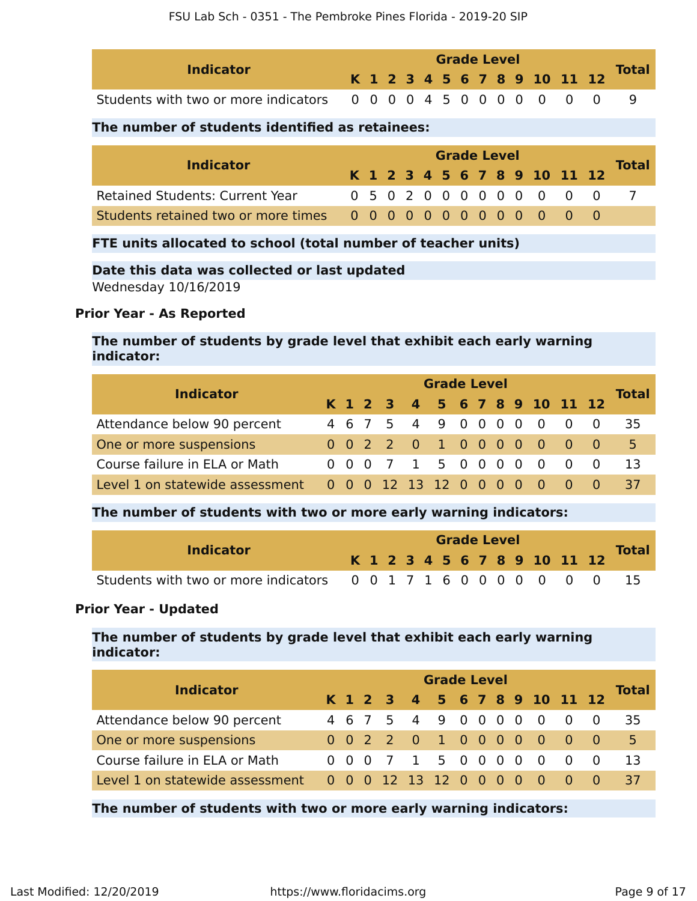| Indicator | Grade Level | | | | | | | | | | | | | Total |
|---|---|---|---|---|---|---|---|---|---|---|---|---|---|---|
| | K | 1 | 2 | 3 | 4 | 5 | 6 | 7 | 8 | 9 | 10 | 11 | 12 | |
| Students with two or more indicators | 0 | 0 | 0 | 0 | 4 | 5 | 0 | 0 | 0 | 0 | 0 | 0 | 0 | 9 |

**The number of students identified as retainees:**

| Indicator | Grade Level | | | | | | | | | | | | | Total |
|---|---|---|---|---|---|---|---|---|---|---|---|---|---|---|
| | K | 1 | 2 | 3 | 4 | 5 | 6 | 7 | 8 | 9 | 10 | 11 | 12 | |
| Retained Students: Current Year | 0 | 5 | 0 | 2 | 0 | 0 | 0 | 0 | 0 | 0 | 0 | 0 | 0 | 7 |
| Students retained two or more times | 0 | 0 | 0 | 0 | 0 | 0 | 0 | 0 | 0 | 0 | 0 | 0 | 0 | |

**FTE units allocated to school (total number of teacher units)**

**Date this data was collected or last updated**

Wednesday 10/16/2019

### Prior Year - As Reported

**The number of students by grade level that exhibit each early warning indicator:**

| Indicator | Grade Level | | | | | | | | | | | | | Total |
|---|---|---|---|---|---|---|---|---|---|---|---|---|---|---|
| | K | 1 | 2 | 3 | 4 | 5 | 6 | 7 | 8 | 9 | 10 | 11 | 12 | |
| Attendance below 90 percent | 4 | 6 | 7 | 5 | 4 | 9 | 0 | 0 | 0 | 0 | 0 | 0 | 0 | 35 |
| One or more suspensions | 0 | 0 | 2 | 2 | 0 | 1 | 0 | 0 | 0 | 0 | 0 | 0 | 0 | 5 |
| Course failure in ELA or Math | 0 | 0 | 0 | 7 | 1 | 5 | 0 | 0 | 0 | 0 | 0 | 0 | 0 | 13 |
| Level 1 on statewide assessment | 0 | 0 | 0 | 12 | 13 | 12 | 0 | 0 | 0 | 0 | 0 | 0 | 0 | 37 |

**The number of students with two or more early warning indicators:**

| Indicator | Grade Level | | | | | | | | | | | | | Total |
|---|---|---|---|---|---|---|---|---|---|---|---|---|---|---|
| | K | 1 | 2 | 3 | 4 | 5 | 6 | 7 | 8 | 9 | 10 | 11 | 12 | |
| Students with two or more indicators | 0 | 0 | 1 | 7 | 1 | 6 | 0 | 0 | 0 | 0 | 0 | 0 | 0 | 15 |

### Prior Year - Updated

**The number of students by grade level that exhibit each early warning indicator:**

| Indicator | Grade Level | | | | | | | | | | | | | Total |
|---|---|---|---|---|---|---|---|---|---|---|---|---|---|---|
| | K | 1 | 2 | 3 | 4 | 5 | 6 | 7 | 8 | 9 | 10 | 11 | 12 | |
| Attendance below 90 percent | 4 | 6 | 7 | 5 | 4 | 9 | 0 | 0 | 0 | 0 | 0 | 0 | 0 | 35 |
| One or more suspensions | 0 | 0 | 2 | 2 | 0 | 1 | 0 | 0 | 0 | 0 | 0 | 0 | 0 | 5 |
| Course failure in ELA or Math | 0 | 0 | 0 | 7 | 1 | 5 | 0 | 0 | 0 | 0 | 0 | 0 | 0 | 13 |
| Level 1 on statewide assessment | 0 | 0 | 0 | 12 | 13 | 12 | 0 | 0 | 0 | 0 | 0 | 0 | 0 | 37 |

**The number of students with two or more early warning indicators:**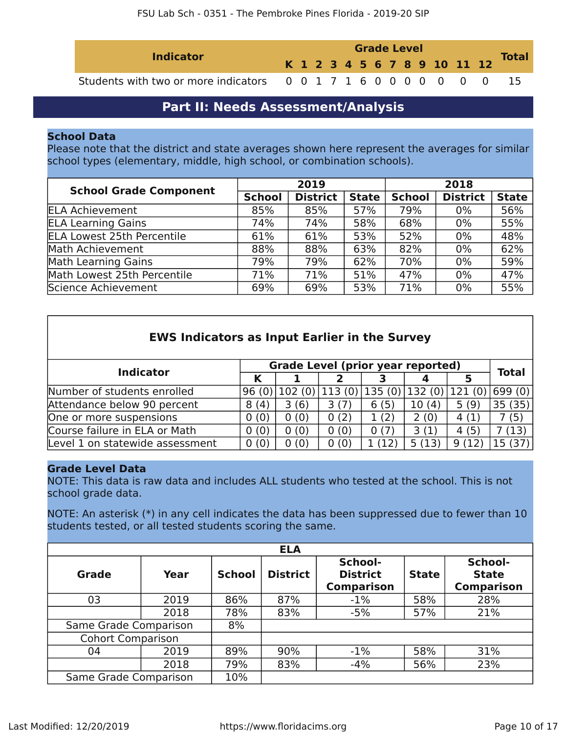| Indicator | Grade Level | | | | | | | | | | | | | Total |
|---|---|---|---|---|---|---|---|---|---|---|---|---|---|---|
| | K | 1 | 2 | 3 | 4 | 5 | 6 | 7 | 8 | 9 | 10 | 11 | 12 | |
| Students with two or more indicators | 0 | 0 | 1 | 7 | 1 | 6 | 0 | 0 | 0 | 0 | 0 | 0 | 0 | 15 |

## Part II: Needs Assessment/Analysis

**School Data**

Please note that the district and state averages shown here represent the averages for similar school types (elementary, middle, high school, or combination schools).

| School Grade Component | 2019 | | | 2018 | | |
|---|---|---|---|---|---|---|
| | School | District | State | School | District | State |
| ELA Achievement | 85% | 85% | 57% | 79% | 0% | 56% |
| ELA Learning Gains | 74% | 74% | 58% | 68% | 0% | 55% |
| ELA Lowest 25th Percentile | 61% | 61% | 53% | 52% | 0% | 48% |
| Math Achievement | 88% | 88% | 63% | 82% | 0% | 62% |
| Math Learning Gains | 79% | 79% | 62% | 70% | 0% | 59% |
| Math Lowest 25th Percentile | 71% | 71% | 51% | 47% | 0% | 47% |
| Science Achievement | 69% | 69% | 53% | 71% | 0% | 55% |

**EWS Indicators as Input Earlier in the Survey**

| Indicator | Grade Level (prior year reported) | | | | | | Total |
|---|---|---|---|---|---|---|---|
| | K | 1 | 2 | 3 | 4 | 5 | |
| Number of students enrolled | 96 (0) | 102 (0) | 113 (0) | 135 (0) | 132 (0) | 121 (0) | 699 (0) |
| Attendance below 90 percent | 8 (4) | 3 (6) | 3 (7) | 6 (5) | 10 (4) | 5 (9) | 35 (35) |
| One or more suspensions | 0 (0) | 0 (0) | 0 (2) | 1 (2) | 2 (0) | 4 (1) | 7 (5) |
| Course failure in ELA or Math | 0 (0) | 0 (0) | 0 (0) | 0 (7) | 3 (1) | 4 (5) | 7 (13) |
| Level 1 on statewide assessment | 0 (0) | 0 (0) | 0 (0) | 1 (12) | 5 (13) | 9 (12) | 15 (37) |

**Grade Level Data**

NOTE: This data is raw data and includes ALL students who tested at the school. This is not school grade data.

NOTE: An asterisk (*) in any cell indicates the data has been suppressed due to fewer than 10 students tested, or all tested students scoring the same.

| ELA | | | | | | |
|---|---|---|---|---|---|---|
| Grade | Year | School | District | School-District Comparison | State | School-State Comparison |
| 03 | 2019 | 86% | 87% | -1% | 58% | 28% |
| | 2018 | 78% | 83% | -5% | 57% | 21% |
| Same Grade Comparison | | 8% | | | | |
| Cohort Comparison | | | | | | |
| 04 | 2019 | 89% | 90% | -1% | 58% | 31% |
| | 2018 | 79% | 83% | -4% | 56% | 23% |
| Same Grade Comparison | | 10% | | | | |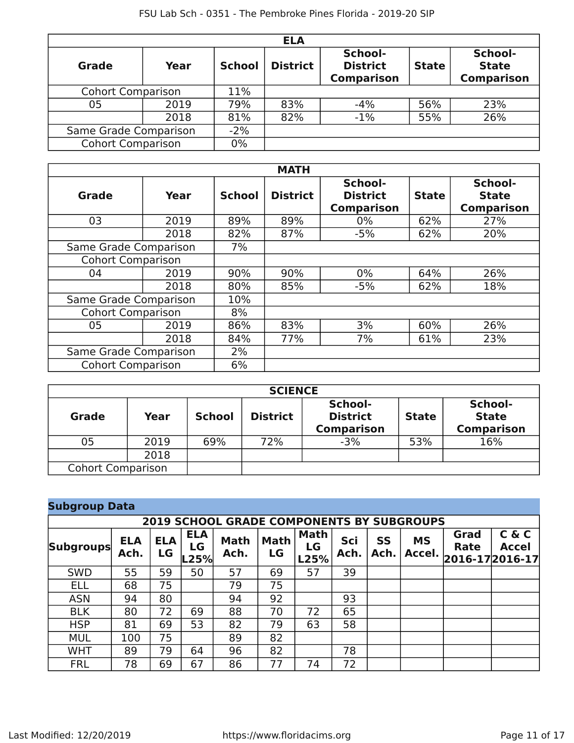| ELA | | | | | | |
|---|---|---|---|---|---|---|
| **Grade** | **Year** | **School** | **District** | **School-District Comparison** | **State** | **School-State Comparison** |
| Cohort Comparison | | 11% | | | | |
| 05 | 2019 | 79% | 83% | -4% | 56% | 23% |
| | 2018 | 81% | 82% | -1% | 55% | 26% |
| Same Grade Comparison | | -2% | | | | |
| Cohort Comparison | | 0% | | | | |

| MATH | | | | | | |
|---|---|---|---|---|---|---|
| **Grade** | **Year** | **School** | **District** | **School-District Comparison** | **State** | **School-State Comparison** |
| 03 | 2019 | 89% | 89% | 0% | 62% | 27% |
| | 2018 | 82% | 87% | -5% | 62% | 20% |
| Same Grade Comparison | | 7% | | | | |
| Cohort Comparison | | | | | | |
| 04 | 2019 | 90% | 90% | 0% | 64% | 26% |
| | 2018 | 80% | 85% | -5% | 62% | 18% |
| Same Grade Comparison | | 10% | | | | |
| Cohort Comparison | | 8% | | | | |
| 05 | 2019 | 86% | 83% | 3% | 60% | 26% |
| | 2018 | 84% | 77% | 7% | 61% | 23% |
| Same Grade Comparison | | 2% | | | | |
| Cohort Comparison | | 6% | | | | |

| SCIENCE | | | | | | |
|---|---|---|---|---|---|---|
| **Grade** | **Year** | **School** | **District** | **School-District Comparison** | **State** | **School-State Comparison** |
| 05 | 2019 | 69% | 72% | -3% | 53% | 16% |
| | 2018 | | | | | |
| Cohort Comparison | | | | | | |

## Subgroup Data

| 2019 SCHOOL GRADE COMPONENTS BY SUBGROUPS | | | | | | | | | | | |
|---|---|---|---|---|---|---|---|---|---|---|---|
| **Subgroups** | **ELA Ach.** | **ELA LG** | **ELA LG L25%** | **Math Ach.** | **Math LG** | **Math LG L25%** | **Sci Ach.** | **SS Ach.** | **MS Accel.** | **Grad Rate 2016-17** | **C & C Accel 2016-17** |
| SWD | 55 | 59 | 50 | 57 | 69 | 57 | 39 | | | | |
| ELL | 68 | 75 | | 79 | 75 | | | | | | |
| ASN | 94 | 80 | | 94 | 92 | | 93 | | | | |
| BLK | 80 | 72 | 69 | 88 | 70 | 72 | 65 | | | | |
| HSP | 81 | 69 | 53 | 82 | 79 | 63 | 58 | | | | |
| MUL | 100 | 75 | | 89 | 82 | | | | | | |
| WHT | 89 | 79 | 64 | 96 | 82 | | 78 | | | | |
| FRL | 78 | 69 | 67 | 86 | 77 | 74 | 72 | | | | |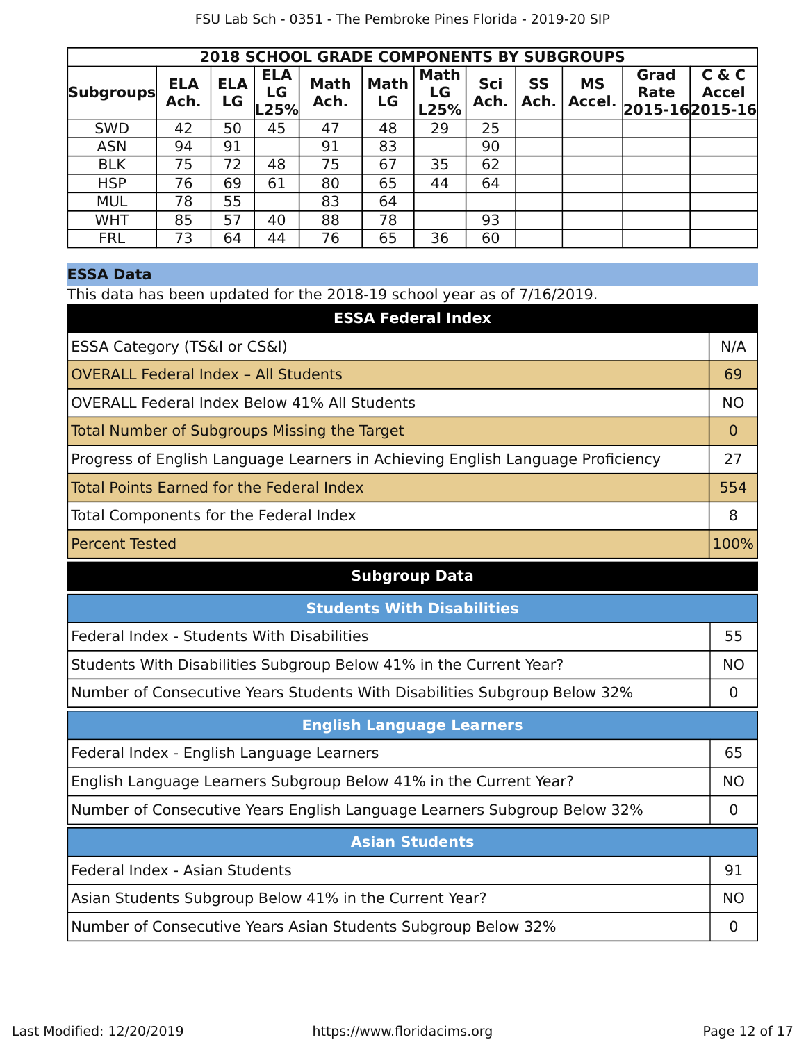| 2018 SCHOOL GRADE COMPONENTS BY SUBGROUPS | | | | | | | | | | | |
|---|---|---|---|---|---|---|---|---|---|---|---|
| Subgroups | ELA Ach. | ELA LG | ELA LG L25% | Math Ach. | Math LG | Math LG L25% | Sci Ach. | SS Ach. | MS Accel. | Grad Rate 2015-16 | C & C Accel 2015-16 |
| SWD | 42 | 50 | 45 | 47 | 48 | 29 | 25 | | | | |
| ASN | 94 | 91 | | 91 | 83 | | 90 | | | | |
| BLK | 75 | 72 | 48 | 75 | 67 | 35 | 62 | | | | |
| HSP | 76 | 69 | 61 | 80 | 65 | 44 | 64 | | | | |
| MUL | 78 | 55 | | 83 | 64 | | | | | | |
| WHT | 85 | 57 | 40 | 88 | 78 | | 93 | | | | |
| FRL | 73 | 64 | 44 | 76 | 65 | 36 | 60 | | | | |

## ESSA Data

This data has been updated for the 2018-19 school year as of 7/16/2019.

| ESSA Federal Index | |
|---|---|
| ESSA Category (TS&I or CS&I) | N/A |
| OVERALL Federal Index – All Students | 69 |
| OVERALL Federal Index Below 41% All Students | NO |
| Total Number of Subgroups Missing the Target | 0 |
| Progress of English Language Learners in Achieving English Language Proficiency | 27 |
| Total Points Earned for the Federal Index | 554 |
| Total Components for the Federal Index | 8 |
| Percent Tested | 100% |

### Subgroup Data

| Students With Disabilities | |
|---|---|
| Federal Index - Students With Disabilities | 55 |
| Students With Disabilities Subgroup Below 41% in the Current Year? | NO |
| Number of Consecutive Years Students With Disabilities Subgroup Below 32% | 0 |

| English Language Learners | |
|---|---|
| Federal Index - English Language Learners | 65 |
| English Language Learners Subgroup Below 41% in the Current Year? | NO |
| Number of Consecutive Years English Language Learners Subgroup Below 32% | 0 |

| Asian Students | |
|---|---|
| Federal Index - Asian Students | 91 |
| Asian Students Subgroup Below 41% in the Current Year? | NO |
| Number of Consecutive Years Asian Students Subgroup Below 32% | 0 |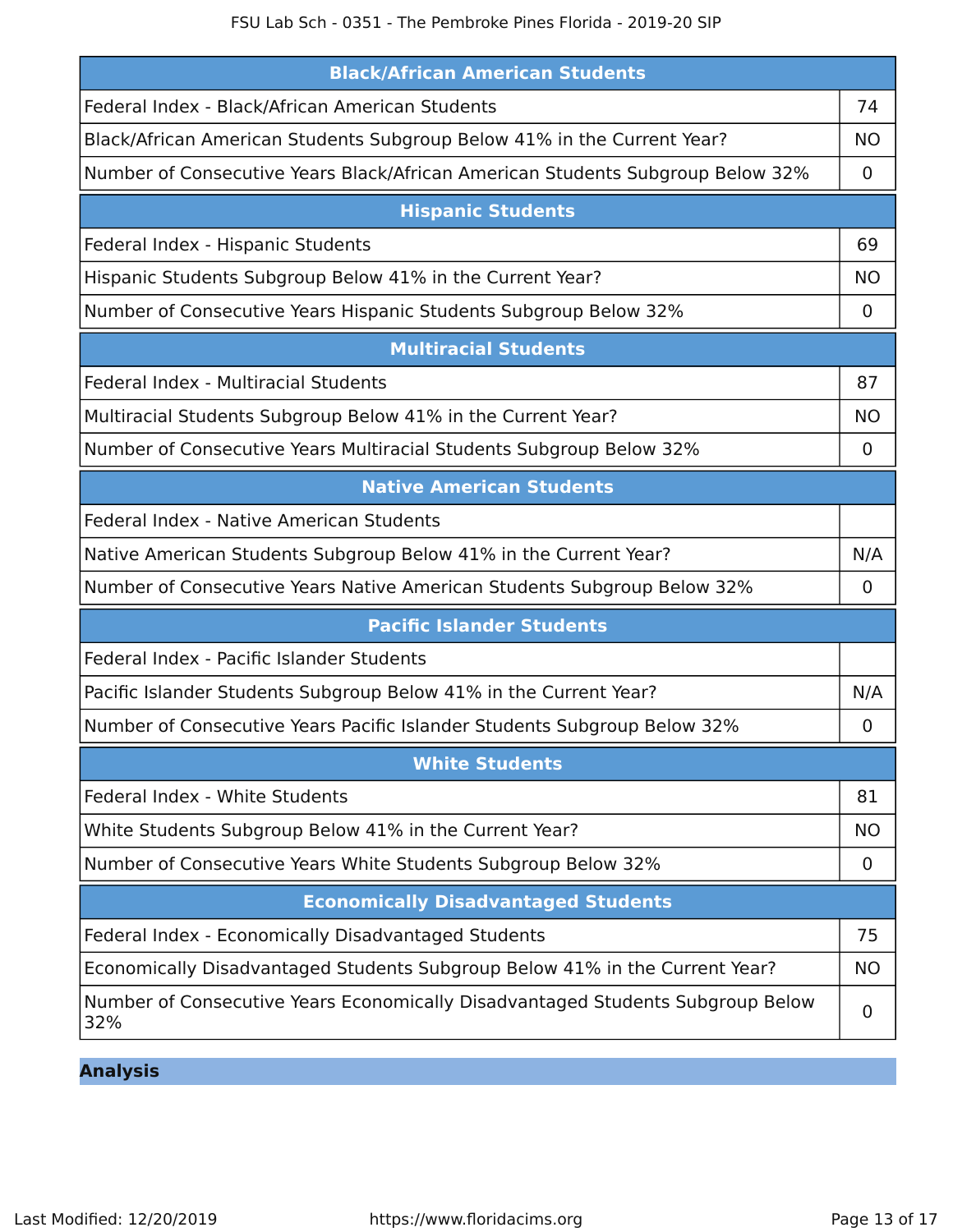| Black/African American Students | |
|---|---|
| Federal Index - Black/African American Students | 74 |
| Black/African American Students Subgroup Below 41% in the Current Year? | NO |
| Number of Consecutive Years Black/African American Students Subgroup Below 32% | 0 |

| Hispanic Students | |
|---|---|
| Federal Index - Hispanic Students | 69 |
| Hispanic Students Subgroup Below 41% in the Current Year? | NO |
| Number of Consecutive Years Hispanic Students Subgroup Below 32% | 0 |

| Multiracial Students | |
|---|---|
| Federal Index - Multiracial Students | 87 |
| Multiracial Students Subgroup Below 41% in the Current Year? | NO |
| Number of Consecutive Years Multiracial Students Subgroup Below 32% | 0 |

| Native American Students | |
|---|---|
| Federal Index - Native American Students | |
| Native American Students Subgroup Below 41% in the Current Year? | N/A |
| Number of Consecutive Years Native American Students Subgroup Below 32% | 0 |

| Pacific Islander Students | |
|---|---|
| Federal Index - Pacific Islander Students | |
| Pacific Islander Students Subgroup Below 41% in the Current Year? | N/A |
| Number of Consecutive Years Pacific Islander Students Subgroup Below 32% | 0 |

| White Students | |
|---|---|
| Federal Index - White Students | 81 |
| White Students Subgroup Below 41% in the Current Year? | NO |
| Number of Consecutive Years White Students Subgroup Below 32% | 0 |

| Economically Disadvantaged Students | |
|---|---|
| Federal Index - Economically Disadvantaged Students | 75 |
| Economically Disadvantaged Students Subgroup Below 41% in the Current Year? | NO |
| Number of Consecutive Years Economically Disadvantaged Students Subgroup Below 32% | 0 |

## Analysis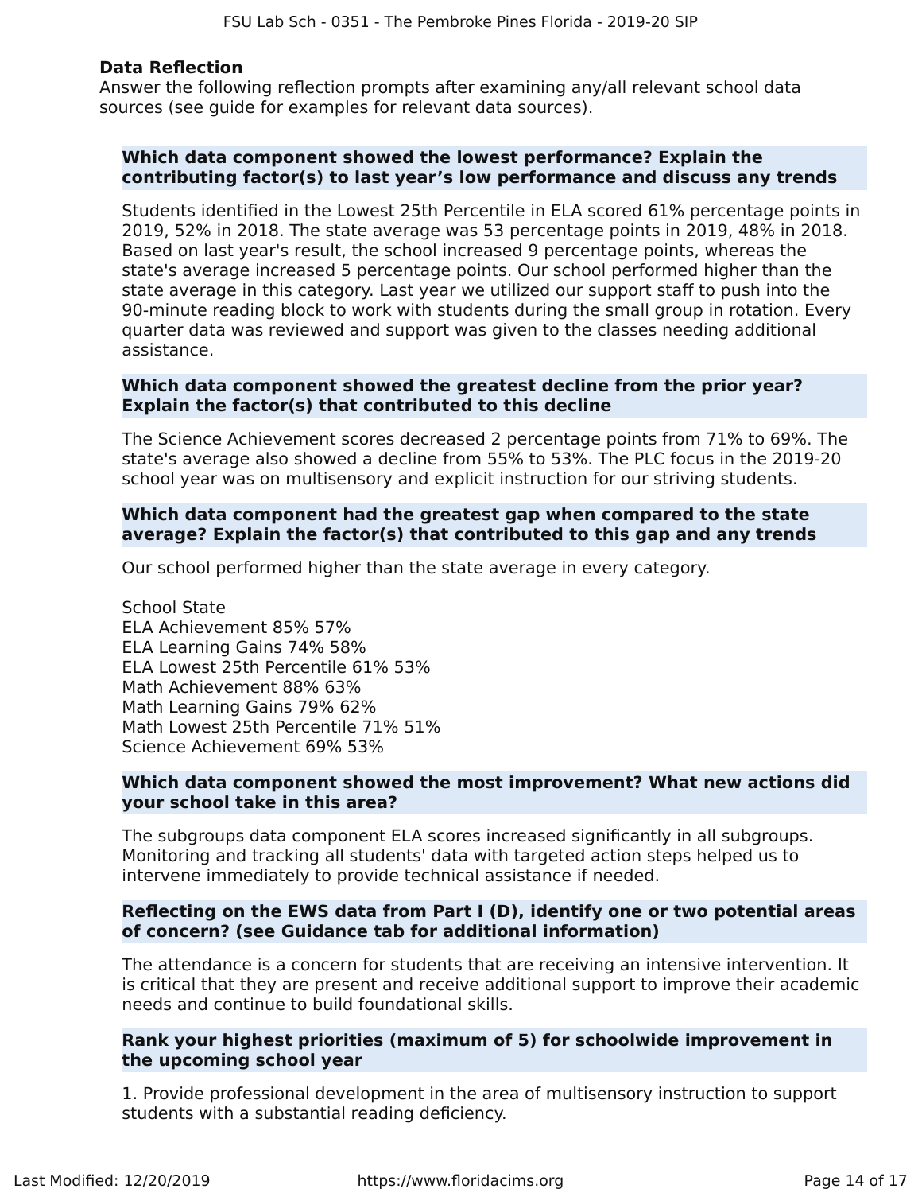## Data Reflection

Answer the following reflection prompts after examining any/all relevant school data sources (see guide for examples for relevant data sources).

**Which data component showed the lowest performance? Explain the contributing factor(s) to last year's low performance and discuss any trends**

Students identified in the Lowest 25th Percentile in ELA scored 61% percentage points in 2019, 52% in 2018. The state average was 53 percentage points in 2019, 48% in 2018. Based on last year's result, the school increased 9 percentage points, whereas the state's average increased 5 percentage points. Our school performed higher than the state average in this category. Last year we utilized our support staff to push into the 90-minute reading block to work with students during the small group in rotation. Every quarter data was reviewed and support was given to the classes needing additional assistance.

**Which data component showed the greatest decline from the prior year? Explain the factor(s) that contributed to this decline**

The Science Achievement scores decreased 2 percentage points from 71% to 69%. The state's average also showed a decline from 55% to 53%. The PLC focus in the 2019-20 school year was on multisensory and explicit instruction for our striving students.

**Which data component had the greatest gap when compared to the state average? Explain the factor(s) that contributed to this gap and any trends**

Our school performed higher than the state average in every category.

School State
ELA Achievement 85% 57%
ELA Learning Gains 74% 58%
ELA Lowest 25th Percentile 61% 53%
Math Achievement 88% 63%
Math Learning Gains 79% 62%
Math Lowest 25th Percentile 71% 51%
Science Achievement 69% 53%

**Which data component showed the most improvement? What new actions did your school take in this area?**

The subgroups data component ELA scores increased significantly in all subgroups. Monitoring and tracking all students' data with targeted action steps helped us to intervene immediately to provide technical assistance if needed.

**Reflecting on the EWS data from Part I (D), identify one or two potential areas of concern? (see Guidance tab for additional information)**

The attendance is a concern for students that are receiving an intensive intervention. It is critical that they are present and receive additional support to improve their academic needs and continue to build foundational skills.

**Rank your highest priorities (maximum of 5) for schoolwide improvement in the upcoming school year**

1. Provide professional development in the area of multisensory instruction to support students with a substantial reading deficiency.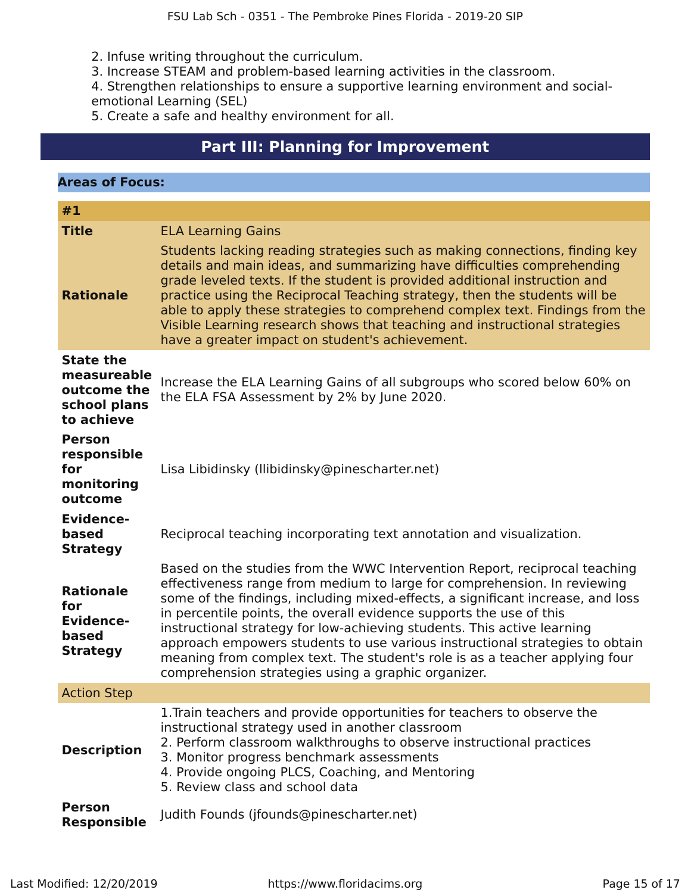2. Infuse writing throughout the curriculum.
3. Increase STEAM and problem-based learning activities in the classroom.
4. Strengthen relationships to ensure a supportive learning environment and social-emotional Learning (SEL)
5. Create a safe and healthy environment for all.

## Part III: Planning for Improvement

### Areas of Focus:

#### #1

| | |
|---|---|
| **Title** | ELA Learning Gains |
| **Rationale** | Students lacking reading strategies such as making connections, finding key details and main ideas, and summarizing have difficulties comprehending grade leveled texts. If the student is provided additional instruction and practice using the Reciprocal Teaching strategy, then the students will be able to apply these strategies to comprehend complex text. Findings from the Visible Learning research shows that teaching and instructional strategies have a greater impact on student's achievement. |
| **State the measureable outcome the school plans to achieve** | Increase the ELA Learning Gains of all subgroups who scored below 60% on the ELA FSA Assessment by 2% by June 2020. |
| **Person responsible for monitoring outcome** | Lisa Libidinsky (llibidinsky@pinescharter.net) |
| **Evidence-based Strategy** | Reciprocal teaching incorporating text annotation and visualization. |
| **Rationale for Evidence-based Strategy** | Based on the studies from the WWC Intervention Report, reciprocal teaching effectiveness range from medium to large for comprehension. In reviewing some of the findings, including mixed-effects, a significant increase, and loss in percentile points, the overall evidence supports the use of this instructional strategy for low-achieving students. This active learning approach empowers students to use various instructional strategies to obtain meaning from complex text. The student's role is as a teacher applying four comprehension strategies using a graphic organizer. |

**Action Step**

| | |
|---|---|
| **Description** | 1.Train teachers and provide opportunities for teachers to observe the instructional strategy used in another classroom<br>2. Perform classroom walkthroughs to observe instructional practices<br>3. Monitor progress benchmark assessments<br>4. Provide ongoing PLCS, Coaching, and Mentoring<br>5. Review class and school data |
| **Person Responsible** | Judith Founds (jfounds@pinescharter.net) |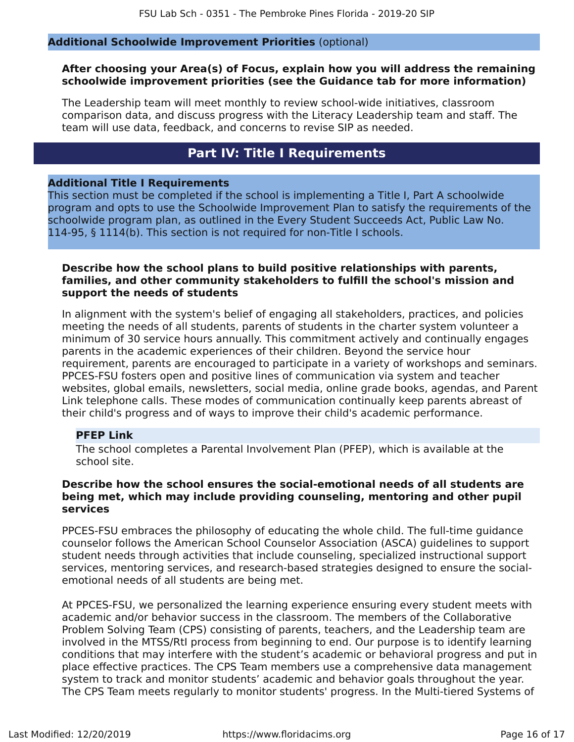## Additional Schoolwide Improvement Priorities (optional)

**After choosing your Area(s) of Focus, explain how you will address the remaining schoolwide improvement priorities (see the Guidance tab for more information)**

The Leadership team will meet monthly to review school-wide initiatives, classroom comparison data, and discuss progress with the Literacy Leadership team and staff. The team will use data, feedback, and concerns to revise SIP as needed.

# Part IV: Title I Requirements

## Additional Title I Requirements

This section must be completed if the school is implementing a Title I, Part A schoolwide program and opts to use the Schoolwide Improvement Plan to satisfy the requirements of the schoolwide program plan, as outlined in the Every Student Succeeds Act, Public Law No. 114-95, § 1114(b). This section is not required for non-Title I schools.

**Describe how the school plans to build positive relationships with parents, families, and other community stakeholders to fulfill the school's mission and support the needs of students**

In alignment with the system's belief of engaging all stakeholders, practices, and policies meeting the needs of all students, parents of students in the charter system volunteer a minimum of 30 service hours annually. This commitment actively and continually engages parents in the academic experiences of their children. Beyond the service hour requirement, parents are encouraged to participate in a variety of workshops and seminars. PPCES-FSU fosters open and positive lines of communication via system and teacher websites, global emails, newsletters, social media, online grade books, agendas, and Parent Link telephone calls. These modes of communication continually keep parents abreast of their child's progress and of ways to improve their child's academic performance.

### PFEP Link

The school completes a Parental Involvement Plan (PFEP), which is available at the school site.

**Describe how the school ensures the social-emotional needs of all students are being met, which may include providing counseling, mentoring and other pupil services**

PPCES-FSU embraces the philosophy of educating the whole child. The full-time guidance counselor follows the American School Counselor Association (ASCA) guidelines to support student needs through activities that include counseling, specialized instructional support services, mentoring services, and research-based strategies designed to ensure the social-emotional needs of all students are being met.

At PPCES-FSU, we personalized the learning experience ensuring every student meets with academic and/or behavior success in the classroom. The members of the Collaborative Problem Solving Team (CPS) consisting of parents, teachers, and the Leadership team are involved in the MTSS/RtI process from beginning to end. Our purpose is to identify learning conditions that may interfere with the student's academic or behavioral progress and put in place effective practices. The CPS Team members use a comprehensive data management system to track and monitor students' academic and behavior goals throughout the year. The CPS Team meets regularly to monitor students' progress. In the Multi-tiered Systems of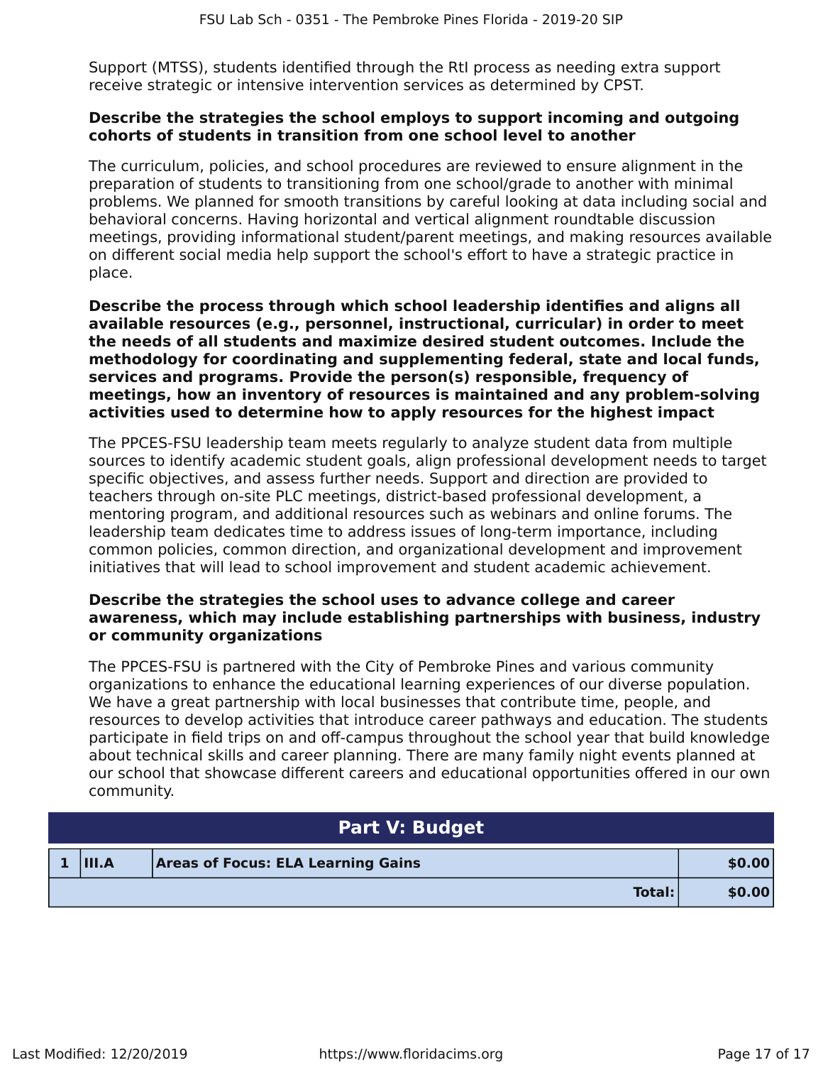Support (MTSS), students identified through the RtI process as needing extra support receive strategic or intensive intervention services as determined by CPST.

**Describe the strategies the school employs to support incoming and outgoing cohorts of students in transition from one school level to another**

The curriculum, policies, and school procedures are reviewed to ensure alignment in the preparation of students to transitioning from one school/grade to another with minimal problems. We planned for smooth transitions by careful looking at data including social and behavioral concerns. Having horizontal and vertical alignment roundtable discussion meetings, providing informational student/parent meetings, and making resources available on different social media help support the school's effort to have a strategic practice in place.

**Describe the process through which school leadership identifies and aligns all available resources (e.g., personnel, instructional, curricular) in order to meet the needs of all students and maximize desired student outcomes. Include the methodology for coordinating and supplementing federal, state and local funds, services and programs. Provide the person(s) responsible, frequency of meetings, how an inventory of resources is maintained and any problem-solving activities used to determine how to apply resources for the highest impact**

The PPCES-FSU leadership team meets regularly to analyze student data from multiple sources to identify academic student goals, align professional development needs to target specific objectives, and assess further needs. Support and direction are provided to teachers through on-site PLC meetings, district-based professional development, a mentoring program, and additional resources such as webinars and online forums. The leadership team dedicates time to address issues of long-term importance, including common policies, common direction, and organizational development and improvement initiatives that will lead to school improvement and student academic achievement.

**Describe the strategies the school uses to advance college and career awareness, which may include establishing partnerships with business, industry or community organizations**

The PPCES-FSU is partnered with the City of Pembroke Pines and various community organizations to enhance the educational learning experiences of our diverse population. We have a great partnership with local businesses that contribute time, people, and resources to develop activities that introduce career pathways and education. The students participate in field trips on and off-campus throughout the school year that build knowledge about technical skills and career planning. There are many family night events planned at our school that showcase different careers and educational opportunities offered in our own community.

## Part V: Budget

| | | | |
|---|---|---|---|
| 1 | III.A | Areas of Focus: ELA Learning Gains | $0.00 |
| | | Total: | $0.00 |